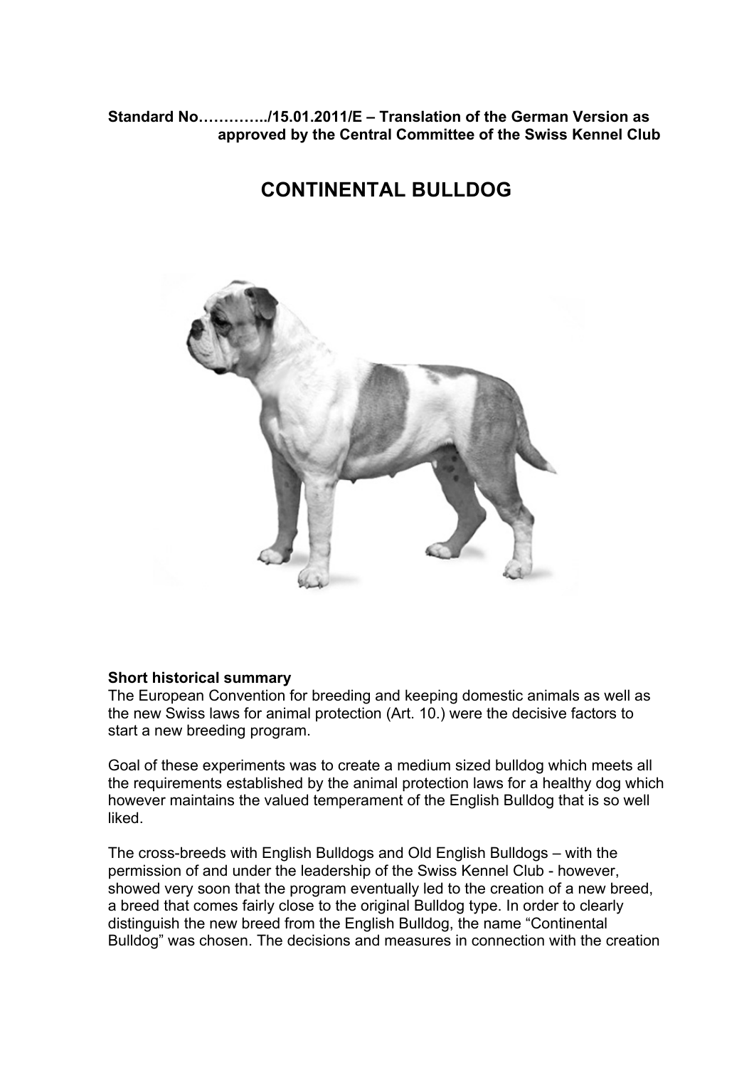**Standard No…………../15.01.2011/E – Translation of the German Version as approved by the Central Committee of the Swiss Kennel Club**

# CONTINENTAL BULLDOG

**Short historical summary**

The European Convention for breeding and keeping domestic animals as well as the new Swiss laws for animal protection (Art. 10.) were the decisive factors to start a new breeding program.

Goal of these experiments was to create a medium sized bulldog which meets all the requirements established by the animal protection laws for a healthy dog which however maintains the valued temperament of the English Bulldog that is so well liked.

The cross-breeds with English Bulldogs and Old English Bulldogs – with the permission of and under the leadership of the Swiss Kennel Club - however, showed very soon that the program eventually led to the creation of a new breed, a breed that comes fairly close to the original Bulldog type. In order to clearly distinguish the new breed from the English Bulldog, the name "Continental Bulldog" was chosen. The decisions and measures in connection with the creation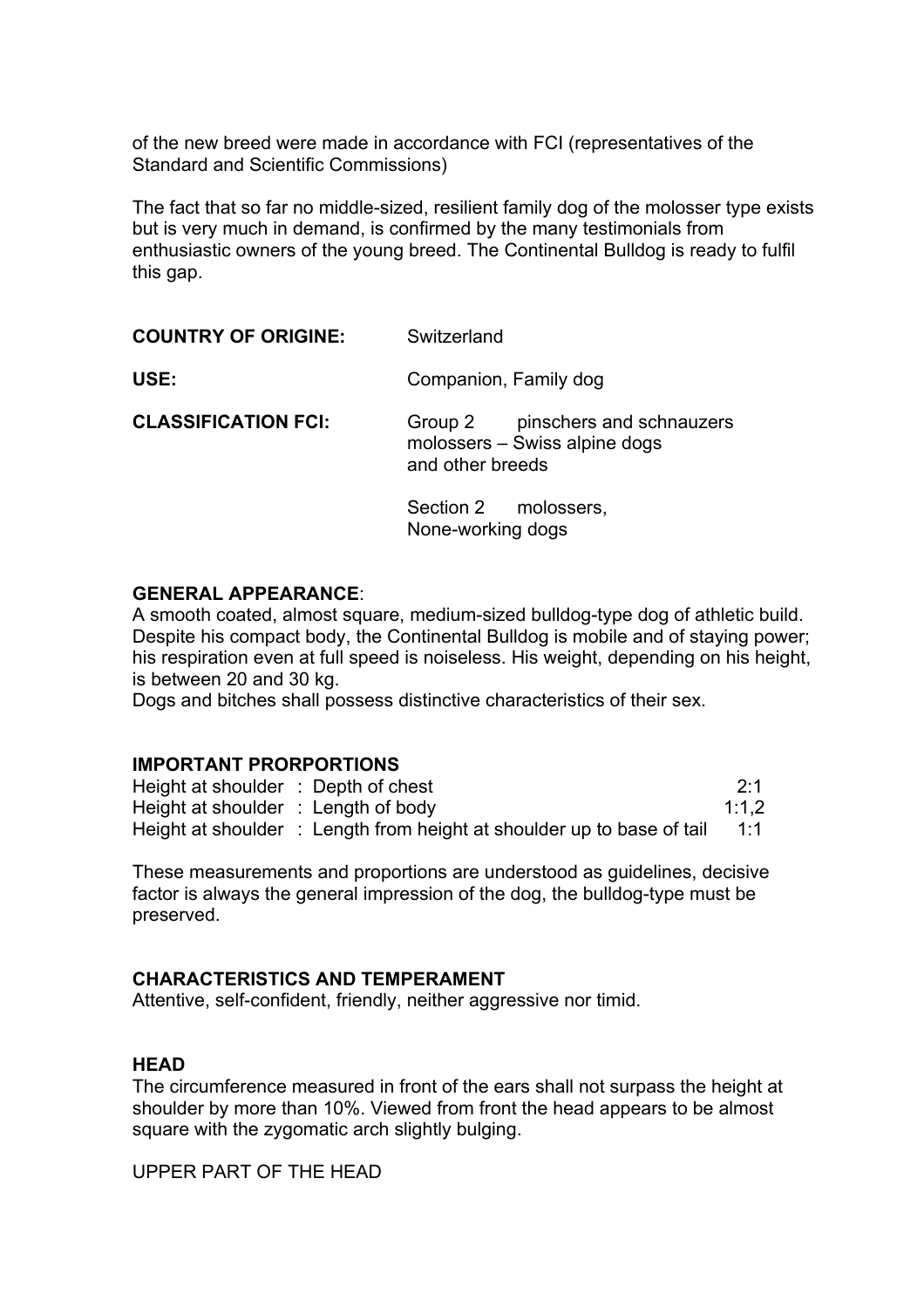of the new breed were made in accordance with FCI (representatives of the Standard and Scientific Commissions)

The fact that so far no middle-sized, resilient family dog of the molosser type exists but is very much in demand, is confirmed by the many testimonials from enthusiastic owners of the young breed. The Continental Bulldog is ready to fulfil this gap.

**COUNTRY OF ORIGINE:** Switzerland

**USE:** Companion, Family dog

**CLASSIFICATION FCI:** Group 2 pinschers and schnauzers molossers – Swiss alpine dogs and other breeds

Section 2 molossers, None-working dogs

**GENERAL APPEARANCE**:
A smooth coated, almost square, medium-sized bulldog-type dog of athletic build. Despite his compact body, the Continental Bulldog is mobile and of staying power; his respiration even at full speed is noiseless. His weight, depending on his height, is between 20 and 30 kg.
Dogs and bitches shall possess distinctive characteristics of their sex.

**IMPORTANT PRORPORTIONS**

| | | |
|---|---|---|
| Height at shoulder | : Depth of chest | 2:1 |
| Height at shoulder | : Length of body | 1:1,2 |
| Height at shoulder | : Length from height at shoulder up to base of tail | 1:1 |

These measurements and proportions are understood as guidelines, decisive factor is always the general impression of the dog, the bulldog-type must be preserved.

**CHARACTERISTICS AND TEMPERAMENT**
Attentive, self-confident, friendly, neither aggressive nor timid.

**HEAD**
The circumference measured in front of the ears shall not surpass the height at shoulder by more than 10%. Viewed from front the head appears to be almost square with the zygomatic arch slightly bulging.

UPPER PART OF THE HEAD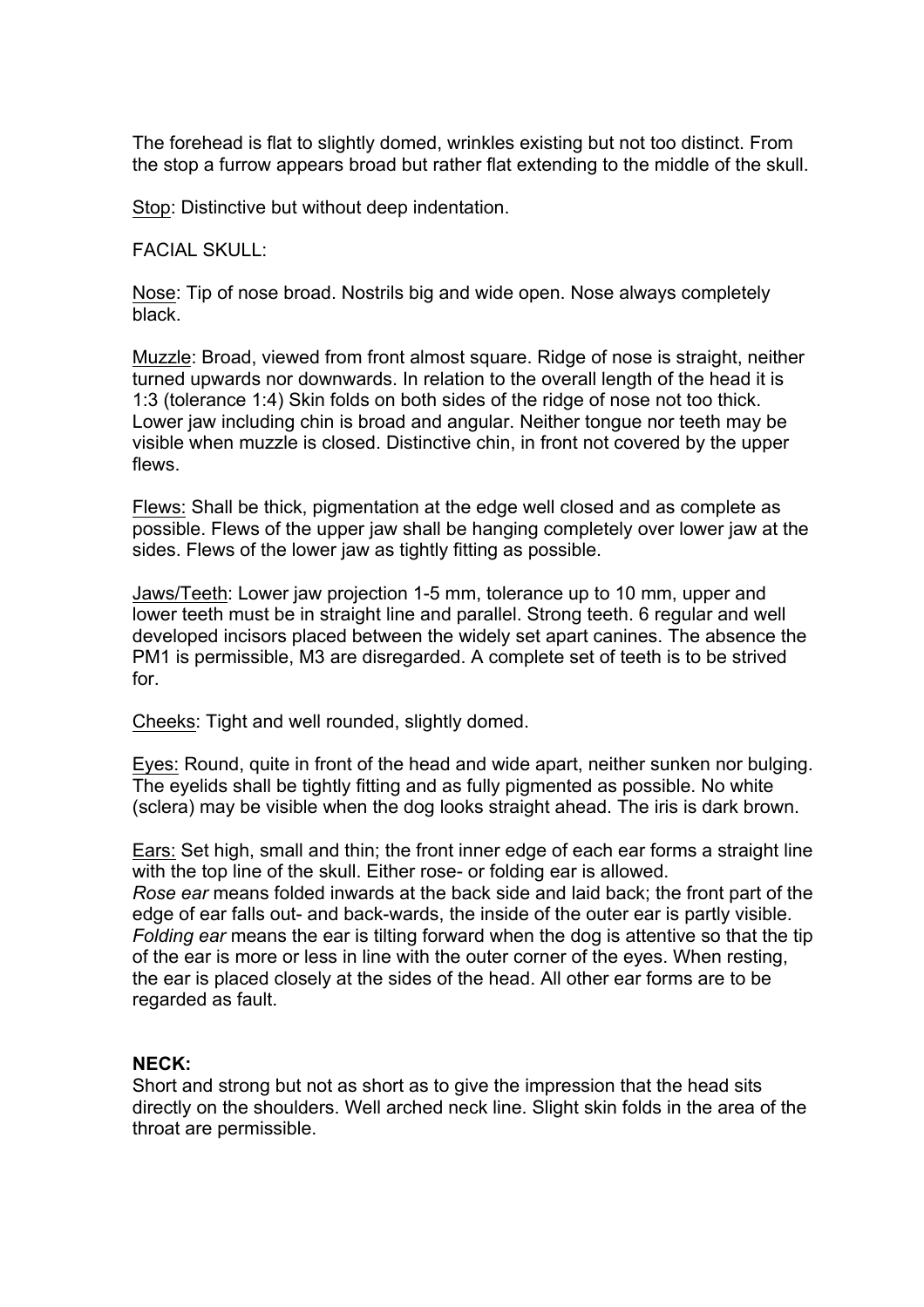The forehead is flat to slightly domed, wrinkles existing but not too distinct. From the stop a furrow appears broad but rather flat extending to the middle of the skull.

Stop: Distinctive but without deep indentation.

FACIAL SKULL:

Nose: Tip of nose broad. Nostrils big and wide open. Nose always completely black.

Muzzle: Broad, viewed from front almost square. Ridge of nose is straight, neither turned upwards nor downwards. In relation to the overall length of the head it is 1:3 (tolerance 1:4) Skin folds on both sides of the ridge of nose not too thick. Lower jaw including chin is broad and angular. Neither tongue nor teeth may be visible when muzzle is closed. Distinctive chin, in front not covered by the upper flews.

Flews: Shall be thick, pigmentation at the edge well closed and as complete as possible. Flews of the upper jaw shall be hanging completely over lower jaw at the sides. Flews of the lower jaw as tightly fitting as possible.

Jaws/Teeth: Lower jaw projection 1-5 mm, tolerance up to 10 mm, upper and lower teeth must be in straight line and parallel. Strong teeth. 6 regular and well developed incisors placed between the widely set apart canines. The absence the PM1 is permissible, M3 are disregarded. A complete set of teeth is to be strived for.

Cheeks: Tight and well rounded, slightly domed.

Eyes: Round, quite in front of the head and wide apart, neither sunken nor bulging. The eyelids shall be tightly fitting and as fully pigmented as possible. No white (sclera) may be visible when the dog looks straight ahead. The iris is dark brown.

Ears: Set high, small and thin; the front inner edge of each ear forms a straight line with the top line of the skull. Either rose- or folding ear is allowed.
*Rose ear* means folded inwards at the back side and laid back; the front part of the edge of ear falls out- and back-wards, the inside of the outer ear is partly visible.
*Folding ear* means the ear is tilting forward when the dog is attentive so that the tip of the ear is more or less in line with the outer corner of the eyes. When resting, the ear is placed closely at the sides of the head. All other ear forms are to be regarded as fault.

**NECK:**
Short and strong but not as short as to give the impression that the head sits directly on the shoulders. Well arched neck line. Slight skin folds in the area of the throat are permissible.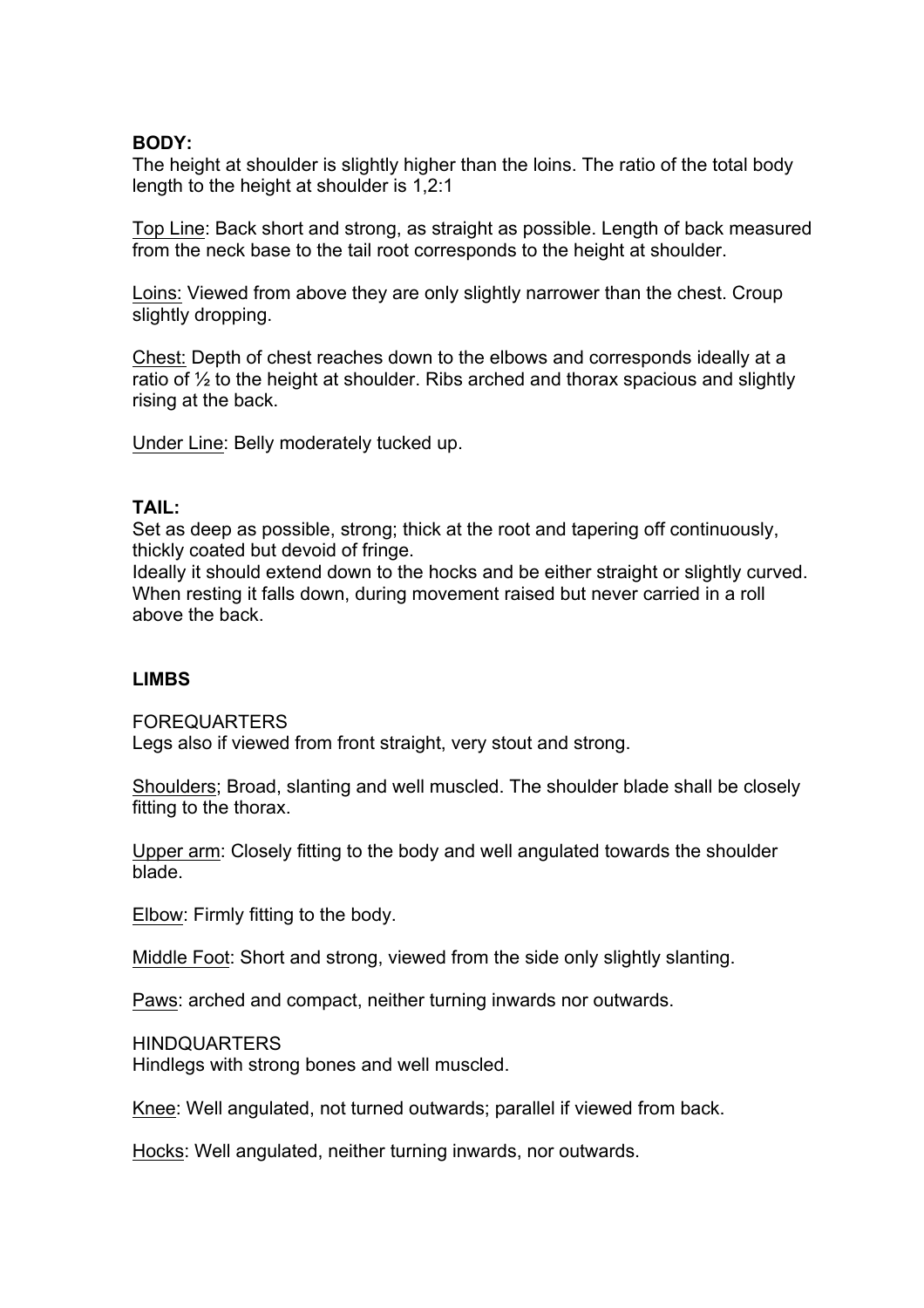**BODY:**
The height at shoulder is slightly higher than the loins. The ratio of the total body length to the height at shoulder is 1,2:1

Top Line: Back short and strong, as straight as possible. Length of back measured from the neck base to the tail root corresponds to the height at shoulder.

Loins: Viewed from above they are only slightly narrower than the chest. Croup slightly dropping.

Chest: Depth of chest reaches down to the elbows and corresponds ideally at a ratio of ½ to the height at shoulder. Ribs arched and thorax spacious and slightly rising at the back.

Under Line: Belly moderately tucked up.

**TAIL:**
Set as deep as possible, strong; thick at the root and tapering off continuously, thickly coated but devoid of fringe.
Ideally it should extend down to the hocks and be either straight or slightly curved. When resting it falls down, during movement raised but never carried in a roll above the back.

**LIMBS**

FOREQUARTERS
Legs also if viewed from front straight, very stout and strong.

Shoulders; Broad, slanting and well muscled. The shoulder blade shall be closely fitting to the thorax.

Upper arm: Closely fitting to the body and well angulated towards the shoulder blade.

Elbow: Firmly fitting to the body.

Middle Foot: Short and strong, viewed from the side only slightly slanting.

Paws: arched and compact, neither turning inwards nor outwards.

HINDQUARTERS
Hindlegs with strong bones and well muscled.

Knee: Well angulated, not turned outwards; parallel if viewed from back.

Hocks: Well angulated, neither turning inwards, nor outwards.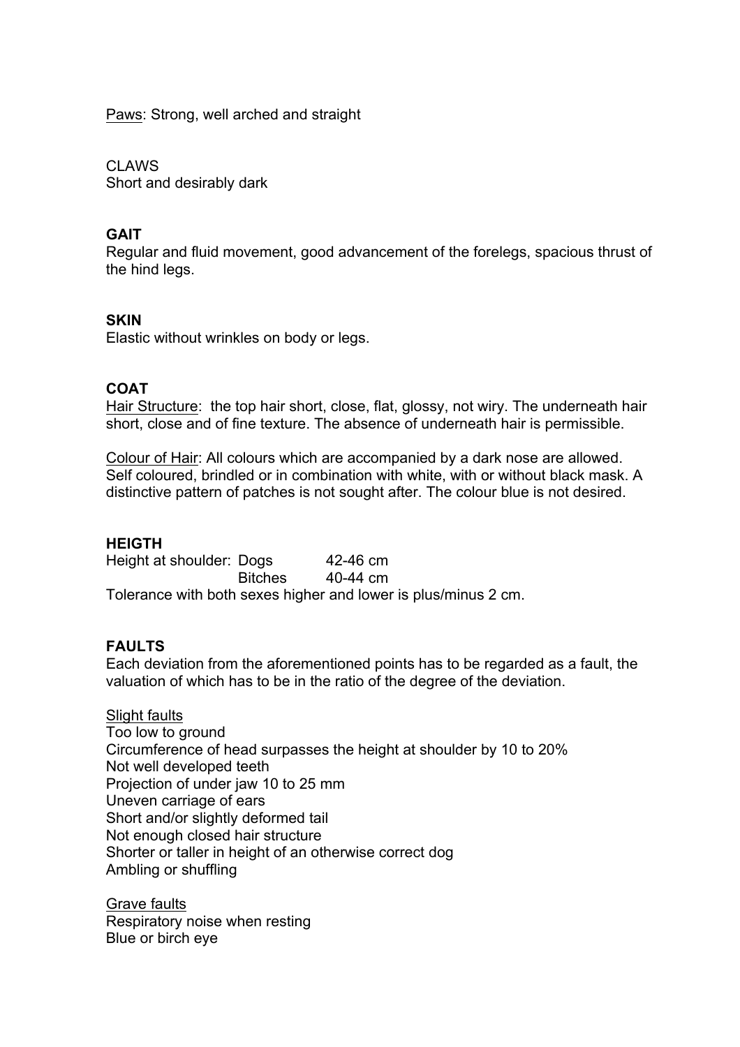Paws: Strong, well arched and straight

CLAWS
Short and desirably dark

**GAIT**
Regular and fluid movement, good advancement of the forelegs, spacious thrust of the hind legs.

**SKIN**
Elastic without wrinkles on body or legs.

**COAT**
Hair Structure: the top hair short, close, flat, glossy, not wiry. The underneath hair short, close and of fine texture. The absence of underneath hair is permissible.

Colour of Hair: All colours which are accompanied by a dark nose are allowed. Self coloured, brindled or in combination with white, with or without black mask. A distinctive pattern of patches is not sought after. The colour blue is not desired.

**HEIGTH**

| Height at shoulder: | | |
|---|---|---|
| | Dogs | 42-46 cm |
| | Bitches | 40-44 cm |

Tolerance with both sexes higher and lower is plus/minus 2 cm.

**FAULTS**
Each deviation from the aforementioned points has to be regarded as a fault, the valuation of which has to be in the ratio of the degree of the deviation.

Slight faults
Too low to ground
Circumference of head surpasses the height at shoulder by 10 to 20%
Not well developed teeth
Projection of under jaw 10 to 25 mm
Uneven carriage of ears
Short and/or slightly deformed tail
Not enough closed hair structure
Shorter or taller in height of an otherwise correct dog
Ambling or shuffling

Grave faults
Respiratory noise when resting
Blue or birch eye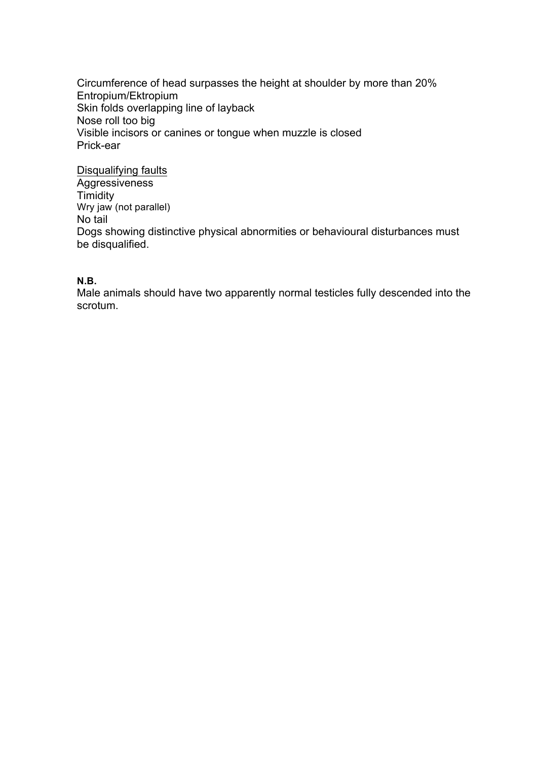Circumference of head surpasses the height at shoulder by more than 20%
Entropium/Ektropium
Skin folds overlapping line of layback
Nose roll too big
Visible incisors or canines or tongue when muzzle is closed
Prick-ear

Disqualifying faults
Aggressiveness
Timidity
Wry jaw (not parallel)
No tail
Dogs showing distinctive physical abnormities or behavioural disturbances must be disqualified.

**N.B.**
Male animals should have two apparently normal testicles fully descended into the scrotum.